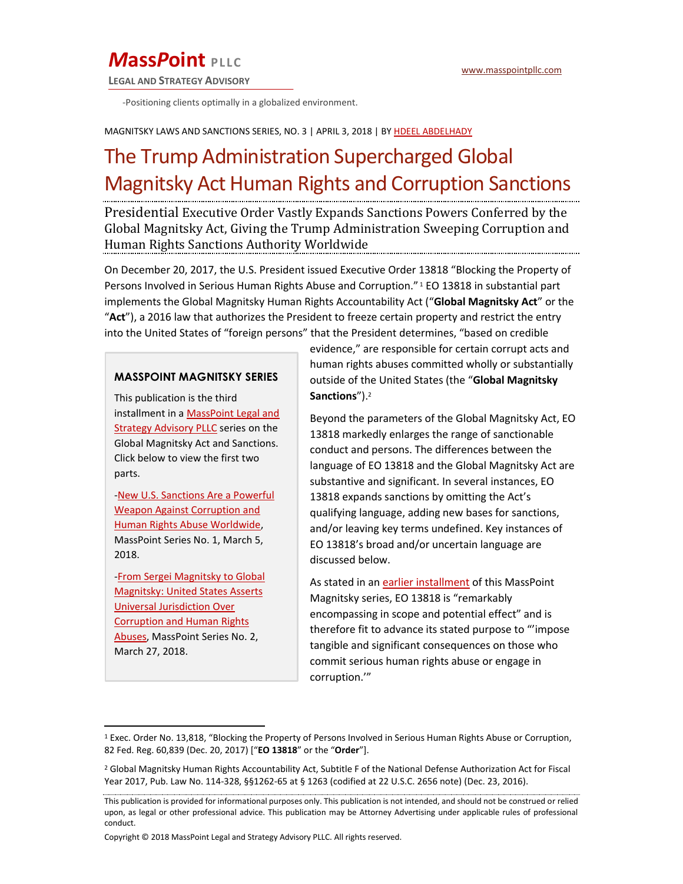# MassPoint PLLC

**LEGAL AND STRATEGY ADVISORY**

www.masspointpllc.com

-Positioning clients optimally in a globalized environment.

MAGNITSKY LAWS AND SANCTIONS SERIES, NO. 3 | APRIL 3, 2018 | BY HDEEL ABDELHADY

# The Trump Administration Supercharged Global Magnitsky Act Human Rights and Corruption Sanctions

## Presidential Executive Order Vastly Expands Sanctions Powers Conferred by the Global Magnitsky Act, Giving the Trump Administration Sweeping Corruption and Human Rights Sanctions Authority Worldwide

On December 20, 2017, the U.S. President issued Executive Order 13818 "Blocking the Property of Persons Involved in Serious Human Rights Abuse and Corruption."[1] EO 13818 in substantial part implements the Global Magnitsky Human Rights Accountability Act ("**Global Magnitsky Act**" or the "**Act**"), a 2016 law that authorizes the President to freeze certain property and restrict the entry into the United States of "foreign persons" that the President determines, "based on credible evidence," are responsible for certain corrupt acts and human rights abuses committed wholly or substantially outside of the United States (the "**Global Magnitsky Sanctions**").[2]

Beyond the parameters of the Global Magnitsky Act, EO 13818 markedly enlarges the range of sanctionable conduct and persons. The differences between the language of EO 13818 and the Global Magnitsky Act are substantive and significant. In several instances, EO 13818 expands sanctions by omitting the Act's qualifying language, adding new bases for sanctions, and/or leaving key terms undefined. Key instances of EO 13818's broad and/or uncertain language are discussed below.

As stated in an earlier installment of this MassPoint Magnitsky series, EO 13818 is "remarkably encompassing in scope and potential effect" and is therefore fit to advance its stated purpose to "'impose tangible and significant consequences on those who commit serious human rights abuse or engage in corruption.'"

**MASSPOINT MAGNITSKY SERIES**

This publication is the third installment in a MassPoint Legal and Strategy Advisory PLLC series on the Global Magnitsky Act and Sanctions. Click below to view the first two parts.

-New U.S. Sanctions Are a Powerful Weapon Against Corruption and Human Rights Abuse Worldwide, MassPoint Series No. 1, March 5, 2018.

-From Sergei Magnitsky to Global Magnitsky: United States Asserts Universal Jurisdiction Over Corruption and Human Rights Abuses, MassPoint Series No. 2, March 27, 2018.

---

[1] Exec. Order No. 13,818, "Blocking the Property of Persons Involved in Serious Human Rights Abuse or Corruption, 82 Fed. Reg. 60,839 (Dec. 20, 2017) ["**EO 13818**" or the "**Order**"].

[2] Global Magnitsky Human Rights Accountability Act, Subtitle F of the National Defense Authorization Act for Fiscal Year 2017, Pub. Law No. 114-328, §§1262-65 at § 1263 (codified at 22 U.S.C. 2656 note) (Dec. 23, 2016).

This publication is provided for informational purposes only. This publication is not intended, and should not be construed or relied upon, as legal or other professional advice. This publication may be Attorney Advertising under applicable rules of professional conduct.

Copyright © 2018 MassPoint Legal and Strategy Advisory PLLC. All rights reserved.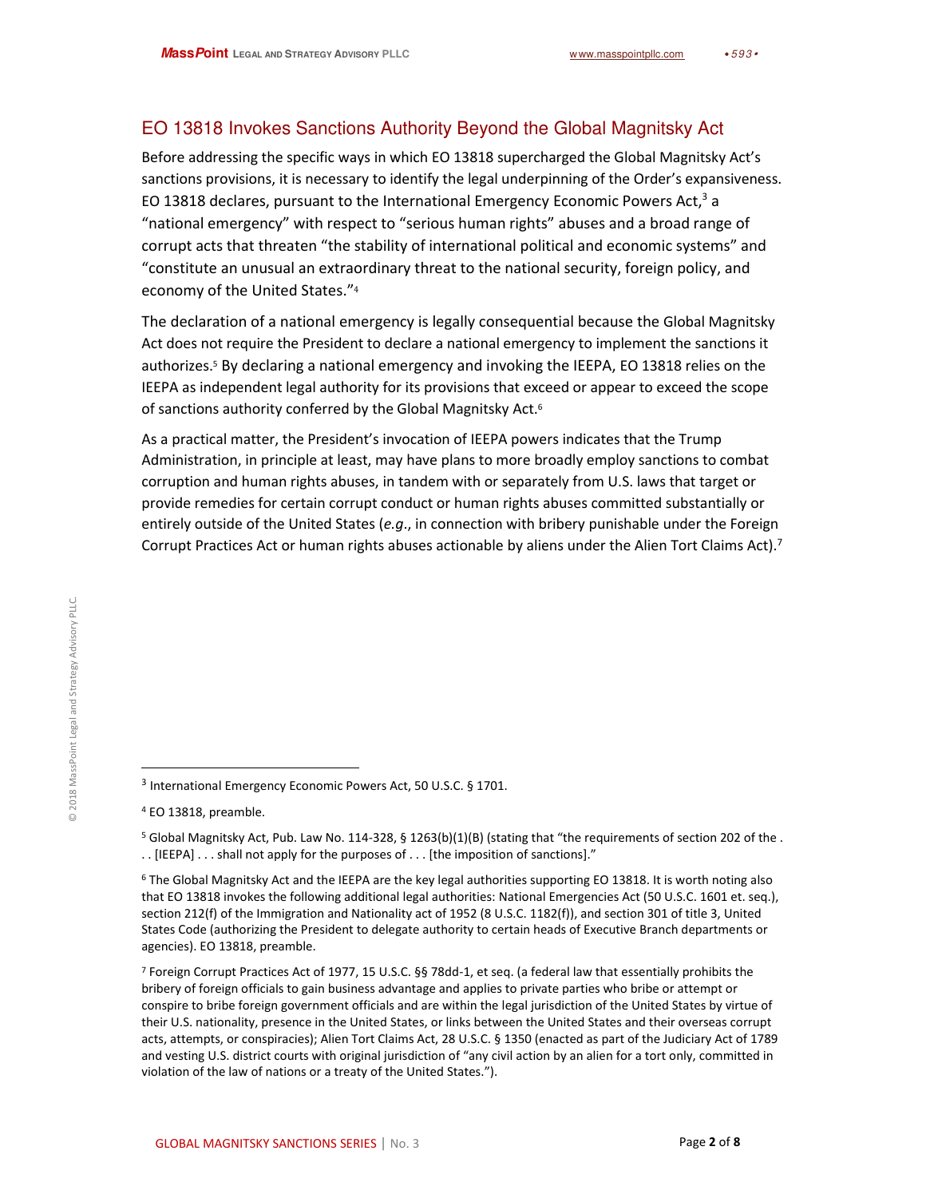## EO 13818 Invokes Sanctions Authority Beyond the Global Magnitsky Act

Before addressing the specific ways in which EO 13818 supercharged the Global Magnitsky Act's sanctions provisions, it is necessary to identify the legal underpinning of the Order's expansiveness. EO 13818 declares, pursuant to the International Emergency Economic Powers Act,[3] a "national emergency" with respect to "serious human rights" abuses and a broad range of corrupt acts that threaten "the stability of international political and economic systems" and "constitute an unusual an extraordinary threat to the national security, foreign policy, and economy of the United States."[4]

The declaration of a national emergency is legally consequential because the Global Magnitsky Act does not require the President to declare a national emergency to implement the sanctions it authorizes.[5] By declaring a national emergency and invoking the IEEPA, EO 13818 relies on the IEEPA as independent legal authority for its provisions that exceed or appear to exceed the scope of sanctions authority conferred by the Global Magnitsky Act.[6]

As a practical matter, the President's invocation of IEEPA powers indicates that the Trump Administration, in principle at least, may have plans to more broadly employ sanctions to combat corruption and human rights abuses, in tandem with or separately from U.S. laws that target or provide remedies for certain corrupt conduct or human rights abuses committed substantially or entirely outside of the United States (*e.g.*, in connection with bribery punishable under the Foreign Corrupt Practices Act or human rights abuses actionable by aliens under the Alien Tort Claims Act).[7]

---

[3] International Emergency Economic Powers Act, 50 U.S.C. § 1701.

[4] EO 13818, preamble.

[5] Global Magnitsky Act, Pub. Law No. 114-328, § 1263(b)(1)(B) (stating that "the requirements of section 202 of the . . . [IEEPA] . . . shall not apply for the purposes of . . . [the imposition of sanctions]."

[6] The Global Magnitsky Act and the IEEPA are the key legal authorities supporting EO 13818. It is worth noting also that EO 13818 invokes the following additional legal authorities: National Emergencies Act (50 U.S.C. 1601 et. seq.), section 212(f) of the Immigration and Nationality act of 1952 (8 U.S.C. 1182(f)), and section 301 of title 3, United States Code (authorizing the President to delegate authority to certain heads of Executive Branch departments or agencies). EO 13818, preamble.

[7] Foreign Corrupt Practices Act of 1977, 15 U.S.C. §§ 78dd-1, et seq. (a federal law that essentially prohibits the bribery of foreign officials to gain business advantage and applies to private parties who bribe or attempt or conspire to bribe foreign government officials and are within the legal jurisdiction of the United States by virtue of their U.S. nationality, presence in the United States, or links between the United States and their overseas corrupt acts, attempts, or conspiracies); Alien Tort Claims Act, 28 U.S.C. § 1350 (enacted as part of the Judiciary Act of 1789 and vesting U.S. district courts with original jurisdiction of "any civil action by an alien for a tort only, committed in violation of the law of nations or a treaty of the United States.").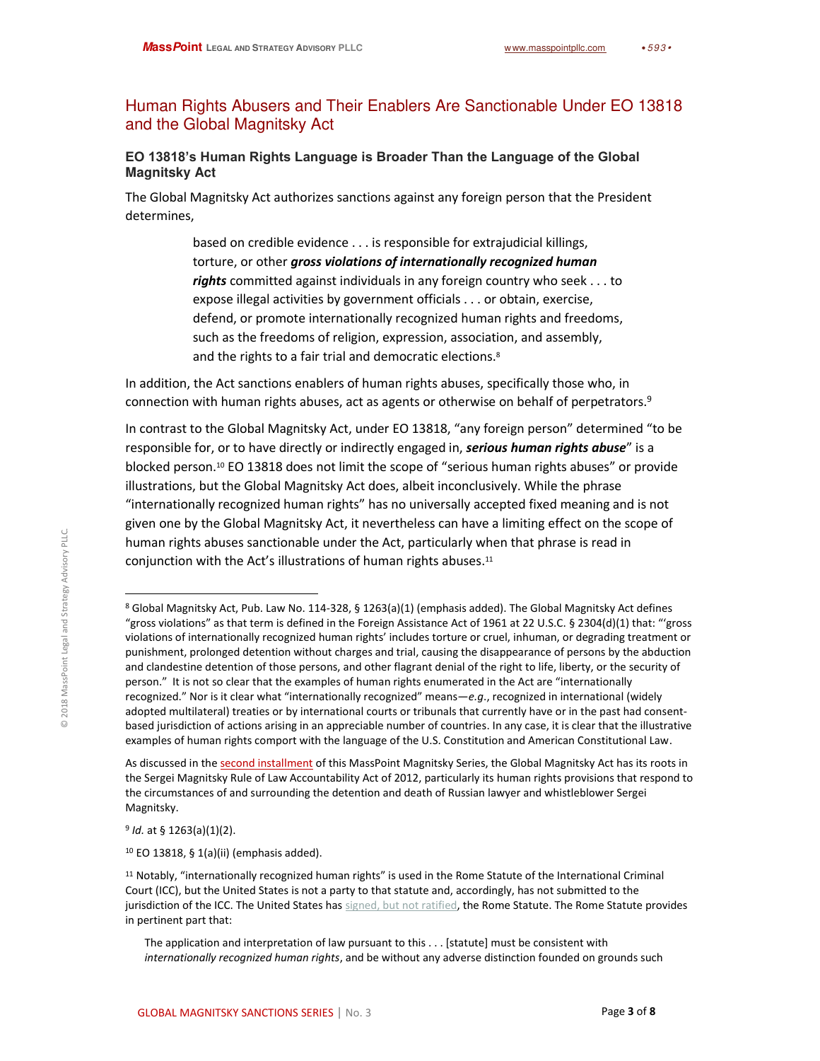## Human Rights Abusers and Their Enablers Are Sanctionable Under EO 13818 and the Global Magnitsky Act

### EO 13818's Human Rights Language is Broader Than the Language of the Global Magnitsky Act

The Global Magnitsky Act authorizes sanctions against any foreign person that the President determines,

> based on credible evidence . . . is responsible for extrajudicial killings, torture, or other ***gross violations of internationally recognized human rights*** committed against individuals in any foreign country who seek . . . to expose illegal activities by government officials . . . or obtain, exercise, defend, or promote internationally recognized human rights and freedoms, such as the freedoms of religion, expression, association, and assembly, and the rights to a fair trial and democratic elections.[8]

In addition, the Act sanctions enablers of human rights abuses, specifically those who, in connection with human rights abuses, act as agents or otherwise on behalf of perpetrators.[9]

In contrast to the Global Magnitsky Act, under EO 13818, "any foreign person" determined "to be responsible for, or to have directly or indirectly engaged in, ***serious human rights abuse***" is a blocked person.[10] EO 13818 does not limit the scope of "serious human rights abuses" or provide illustrations, but the Global Magnitsky Act does, albeit inconclusively. While the phrase "internationally recognized human rights" has no universally accepted fixed meaning and is not given one by the Global Magnitsky Act, it nevertheless can have a limiting effect on the scope of human rights abuses sanctionable under the Act, particularly when that phrase is read in conjunction with the Act's illustrations of human rights abuses.[11]

---

[8] Global Magnitsky Act, Pub. Law No. 114-328, § 1263(a)(1) (emphasis added). The Global Magnitsky Act defines "gross violations" as that term is defined in the Foreign Assistance Act of 1961 at 22 U.S.C. § 2304(d)(1) that: "'gross violations of internationally recognized human rights' includes torture or cruel, inhuman, or degrading treatment or punishment, prolonged detention without charges and trial, causing the disappearance of persons by the abduction and clandestine detention of those persons, and other flagrant denial of the right to life, liberty, or the security of person." It is not so clear that the examples of human rights enumerated in the Act are "internationally recognized." Nor is it clear what "internationally recognized" means—*e.g.*, recognized in international (widely adopted multilateral) treaties or by international courts or tribunals that currently have or in the past had consent-based jurisdiction of actions arising in an appreciable number of countries. In any case, it is clear that the illustrative examples of human rights comport with the language of the U.S. Constitution and American Constitutional Law.

As discussed in the second installment of this MassPoint Magnitsky Series, the Global Magnitsky Act has its roots in the Sergei Magnitsky Rule of Law Accountability Act of 2012, particularly its human rights provisions that respond to the circumstances of and surrounding the detention and death of Russian lawyer and whistleblower Sergei Magnitsky.

[9] *Id.* at § 1263(a)(1)(2).

[10] EO 13818, § 1(a)(ii) (emphasis added).

[11] Notably, "internationally recognized human rights" is used in the Rome Statute of the International Criminal Court (ICC), but the United States is not a party to that statute and, accordingly, has not submitted to the jurisdiction of the ICC. The United States has signed, but not ratified, the Rome Statute. The Rome Statute provides in pertinent part that:

> The application and interpretation of law pursuant to this . . . [statute] must be consistent with *internationally recognized human rights*, and be without any adverse distinction founded on grounds such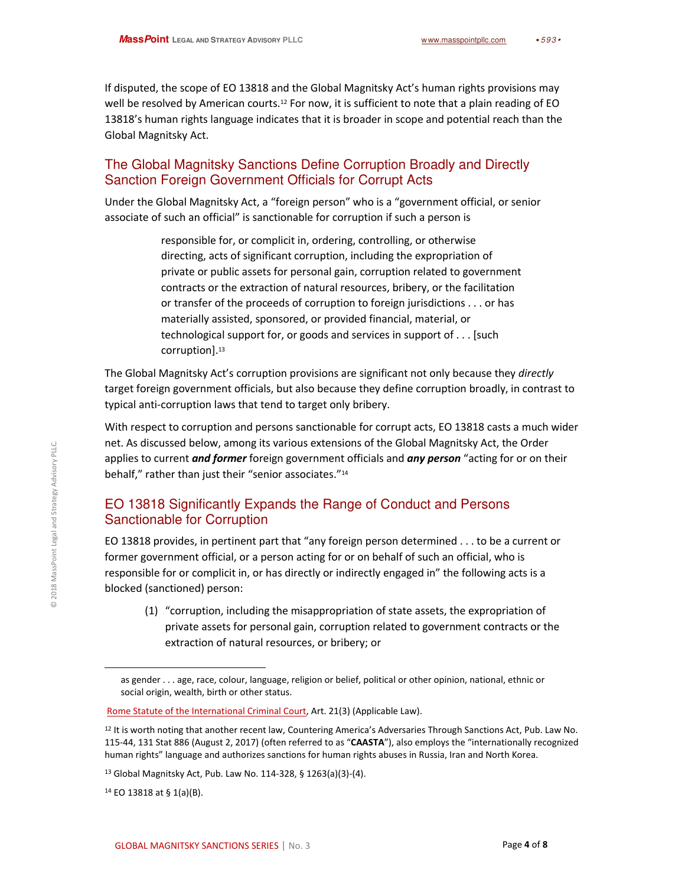If disputed, the scope of EO 13818 and the Global Magnitsky Act's human rights provisions may well be resolved by American courts.[12] For now, it is sufficient to note that a plain reading of EO 13818's human rights language indicates that it is broader in scope and potential reach than the Global Magnitsky Act.

## The Global Magnitsky Sanctions Define Corruption Broadly and Directly Sanction Foreign Government Officials for Corrupt Acts

Under the Global Magnitsky Act, a "foreign person" who is a "government official, or senior associate of such an official" is sanctionable for corruption if such a person is

> responsible for, or complicit in, ordering, controlling, or otherwise directing, acts of significant corruption, including the expropriation of private or public assets for personal gain, corruption related to government contracts or the extraction of natural resources, bribery, or the facilitation or transfer of the proceeds of corruption to foreign jurisdictions . . . or has materially assisted, sponsored, or provided financial, material, or technological support for, or goods and services in support of . . . [such corruption].[13]

The Global Magnitsky Act's corruption provisions are significant not only because they *directly* target foreign government officials, but also because they define corruption broadly, in contrast to typical anti-corruption laws that tend to target only bribery.

With respect to corruption and persons sanctionable for corrupt acts, EO 13818 casts a much wider net. As discussed below, among its various extensions of the Global Magnitsky Act, the Order applies to current ***and former*** foreign government officials and ***any person*** "acting for or on their behalf," rather than just their "senior associates."[14]

## EO 13818 Significantly Expands the Range of Conduct and Persons Sanctionable for Corruption

EO 13818 provides, in pertinent part that "any foreign person determined . . . to be a current or former government official, or a person acting for or on behalf of such an official, who is responsible for or complicit in, or has directly or indirectly engaged in" the following acts is a blocked (sanctioned) person:

(1) "corruption, including the misappropriation of state assets, the expropriation of private assets for personal gain, corruption related to government contracts or the extraction of natural resources, or bribery; or

---

as gender . . . age, race, colour, language, religion or belief, political or other opinion, national, ethnic or social origin, wealth, birth or other status.

Rome Statute of the International Criminal Court, Art. 21(3) (Applicable Law).

[12] It is worth noting that another recent law, Countering America's Adversaries Through Sanctions Act, Pub. Law No. 115-44, 131 Stat 886 (August 2, 2017) (often referred to as "**CAASTA**"), also employs the "internationally recognized human rights" language and authorizes sanctions for human rights abuses in Russia, Iran and North Korea.

[13] Global Magnitsky Act, Pub. Law No. 114-328, § 1263(a)(3)-(4).

[14] EO 13818 at § 1(a)(B).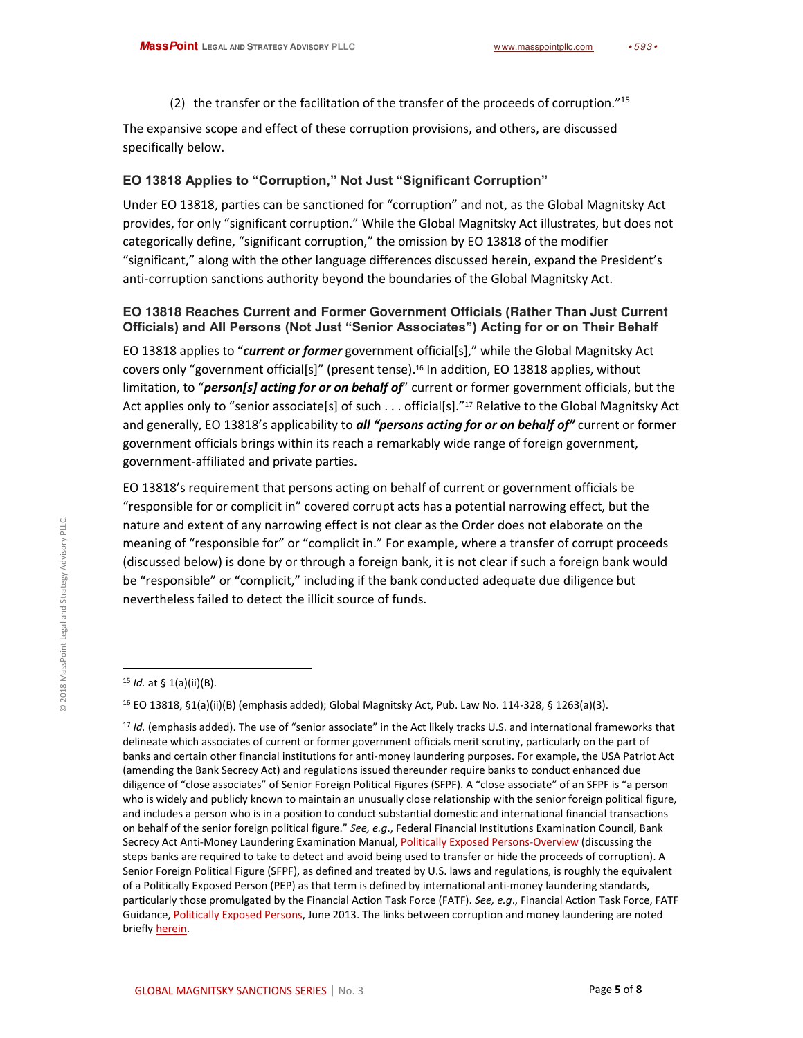(2) the transfer or the facilitation of the transfer of the proceeds of corruption."[15]

The expansive scope and effect of these corruption provisions, and others, are discussed specifically below.

### EO 13818 Applies to "Corruption," Not Just "Significant Corruption"

Under EO 13818, parties can be sanctioned for "corruption" and not, as the Global Magnitsky Act provides, for only "significant corruption." While the Global Magnitsky Act illustrates, but does not categorically define, "significant corruption," the omission by EO 13818 of the modifier "significant," along with the other language differences discussed herein, expand the President's anti-corruption sanctions authority beyond the boundaries of the Global Magnitsky Act.

### EO 13818 Reaches Current and Former Government Officials (Rather Than Just Current Officials) and All Persons (Not Just "Senior Associates") Acting for or on Their Behalf

EO 13818 applies to "***current or former*** government official[s]," while the Global Magnitsky Act covers only "government official[s]" (present tense).[16] In addition, EO 13818 applies, without limitation, to "***person[s] acting for or on behalf of***" current or former government officials, but the Act applies only to "senior associate[s] of such . . . official[s]."[17] Relative to the Global Magnitsky Act and generally, EO 13818's applicability to ***all "persons acting for or on behalf of"*** current or former government officials brings within its reach a remarkably wide range of foreign government, government-affiliated and private parties.

EO 13818's requirement that persons acting on behalf of current or government officials be "responsible for or complicit in" covered corrupt acts has a potential narrowing effect, but the nature and extent of any narrowing effect is not clear as the Order does not elaborate on the meaning of "responsible for" or "complicit in." For example, where a transfer of corrupt proceeds (discussed below) is done by or through a foreign bank, it is not clear if such a foreign bank would be "responsible" or "complicit," including if the bank conducted adequate due diligence but nevertheless failed to detect the illicit source of funds.

---

[15] *Id.* at § 1(a)(ii)(B).

[16] EO 13818, §1(a)(ii)(B) (emphasis added); Global Magnitsky Act, Pub. Law No. 114-328, § 1263(a)(3).

[17] *Id.* (emphasis added). The use of "senior associate" in the Act likely tracks U.S. and international frameworks that delineate which associates of current or former government officials merit scrutiny, particularly on the part of banks and certain other financial institutions for anti-money laundering purposes. For example, the USA Patriot Act (amending the Bank Secrecy Act) and regulations issued thereunder require banks to conduct enhanced due diligence of "close associates" of Senior Foreign Political Figures (SFPF). A "close associate" of an SFPF is "a person who is widely and publicly known to maintain an unusually close relationship with the senior foreign political figure, and includes a person who is in a position to conduct substantial domestic and international financial transactions on behalf of the senior foreign political figure." *See, e.g.*, Federal Financial Institutions Examination Council, Bank Secrecy Act Anti-Money Laundering Examination Manual, Politically Exposed Persons-Overview (discussing the steps banks are required to take to detect and avoid being used to transfer or hide the proceeds of corruption). A Senior Foreign Political Figure (SFPF), as defined and treated by U.S. laws and regulations, is roughly the equivalent of a Politically Exposed Person (PEP) as that term is defined by international anti-money laundering standards, particularly those promulgated by the Financial Action Task Force (FATF). *See, e.g.*, Financial Action Task Force, FATF Guidance, Politically Exposed Persons, June 2013. The links between corruption and money laundering are noted briefly herein.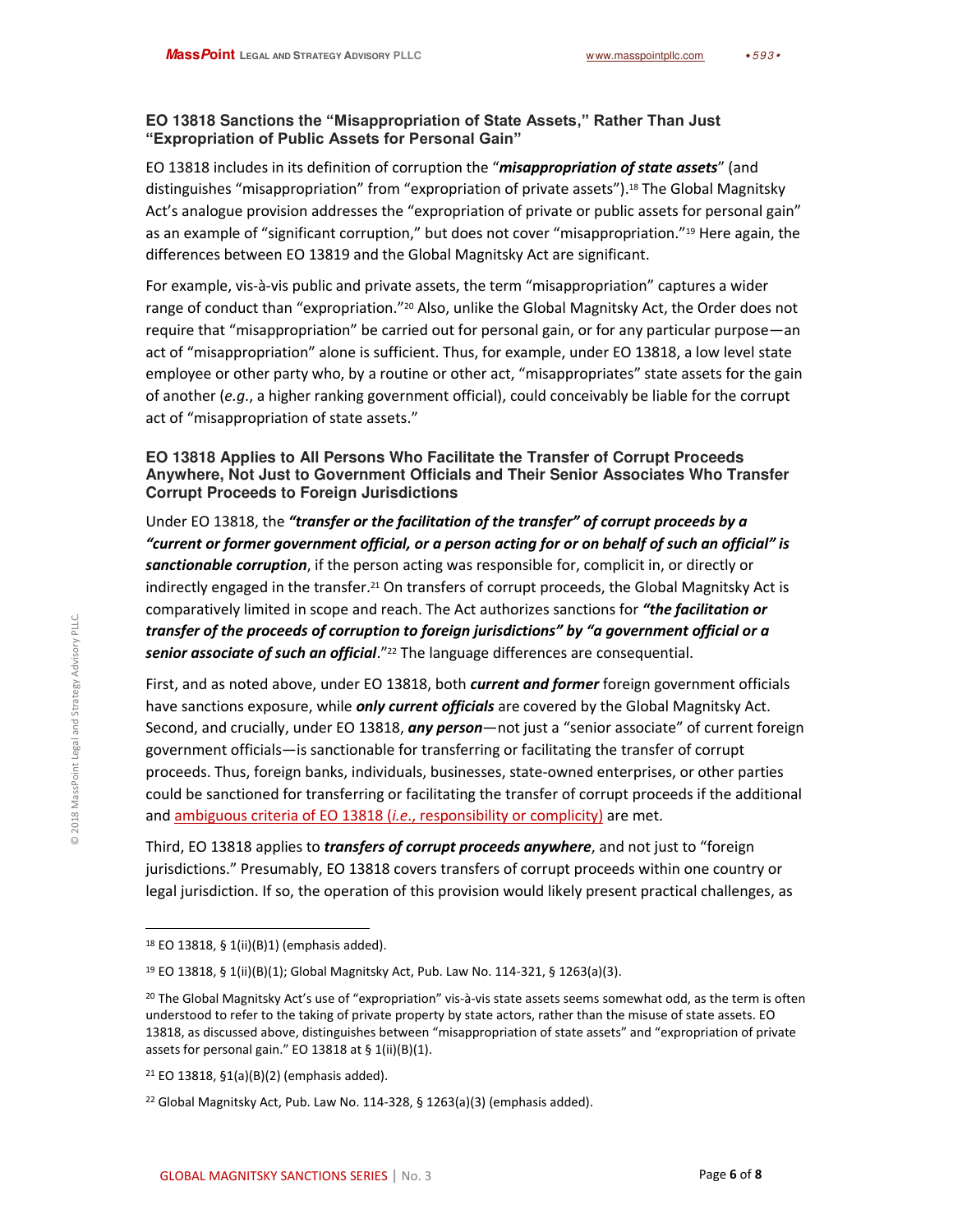### EO 13818 Sanctions the "Misappropriation of State Assets," Rather Than Just "Expropriation of Public Assets for Personal Gain"

EO 13818 includes in its definition of corruption the "***misappropriation of state assets***" (and distinguishes "misappropriation" from "expropriation of private assets").[18] The Global Magnitsky Act's analogue provision addresses the "expropriation of private or public assets for personal gain" as an example of "significant corruption," but does not cover "misappropriation."[19] Here again, the differences between EO 13819 and the Global Magnitsky Act are significant.

For example, vis-à-vis public and private assets, the term "misappropriation" captures a wider range of conduct than "expropriation."[20] Also, unlike the Global Magnitsky Act, the Order does not require that "misappropriation" be carried out for personal gain, or for any particular purpose—an act of "misappropriation" alone is sufficient. Thus, for example, under EO 13818, a low level state employee or other party who, by a routine or other act, "misappropriates" state assets for the gain of another (*e.g.*, a higher ranking government official), could conceivably be liable for the corrupt act of "misappropriation of state assets."

### EO 13818 Applies to All Persons Who Facilitate the Transfer of Corrupt Proceeds Anywhere, Not Just to Government Officials and Their Senior Associates Who Transfer Corrupt Proceeds to Foreign Jurisdictions

Under EO 13818, the ***"transfer or the facilitation of the transfer" of corrupt proceeds by a "current or former government official, or a person acting for or on behalf of such an official" is sanctionable corruption***, if the person acting was responsible for, complicit in, or directly or indirectly engaged in the transfer.[21] On transfers of corrupt proceeds, the Global Magnitsky Act is comparatively limited in scope and reach. The Act authorizes sanctions for ***"the facilitation or transfer of the proceeds of corruption to foreign jurisdictions" by "a government official or a senior associate of such an official***."[22] The language differences are consequential.

First, and as noted above, under EO 13818, both ***current and former*** foreign government officials have sanctions exposure, while ***only current officials*** are covered by the Global Magnitsky Act. Second, and crucially, under EO 13818, ***any person***—not just a "senior associate" of current foreign government officials—is sanctionable for transferring or facilitating the transfer of corrupt proceeds. Thus, foreign banks, individuals, businesses, state-owned enterprises, or other parties could be sanctioned for transferring or facilitating the transfer of corrupt proceeds if the additional and ambiguous criteria of EO 13818 (*i.e.*, responsibility or complicity) are met.

Third, EO 13818 applies to ***transfers of corrupt proceeds anywhere***, and not just to "foreign jurisdictions." Presumably, EO 13818 covers transfers of corrupt proceeds within one country or legal jurisdiction. If so, the operation of this provision would likely present practical challenges, as

---

[18] EO 13818, § 1(ii)(B)1) (emphasis added).

[19] EO 13818, § 1(ii)(B)(1); Global Magnitsky Act, Pub. Law No. 114-321, § 1263(a)(3).

[20] The Global Magnitsky Act's use of "expropriation" vis-à-vis state assets seems somewhat odd, as the term is often understood to refer to the taking of private property by state actors, rather than the misuse of state assets. EO 13818, as discussed above, distinguishes between "misappropriation of state assets" and "expropriation of private assets for personal gain." EO 13818 at § 1(ii)(B)(1).

[21] EO 13818, §1(a)(B)(2) (emphasis added).

[22] Global Magnitsky Act, Pub. Law No. 114-328, § 1263(a)(3) (emphasis added).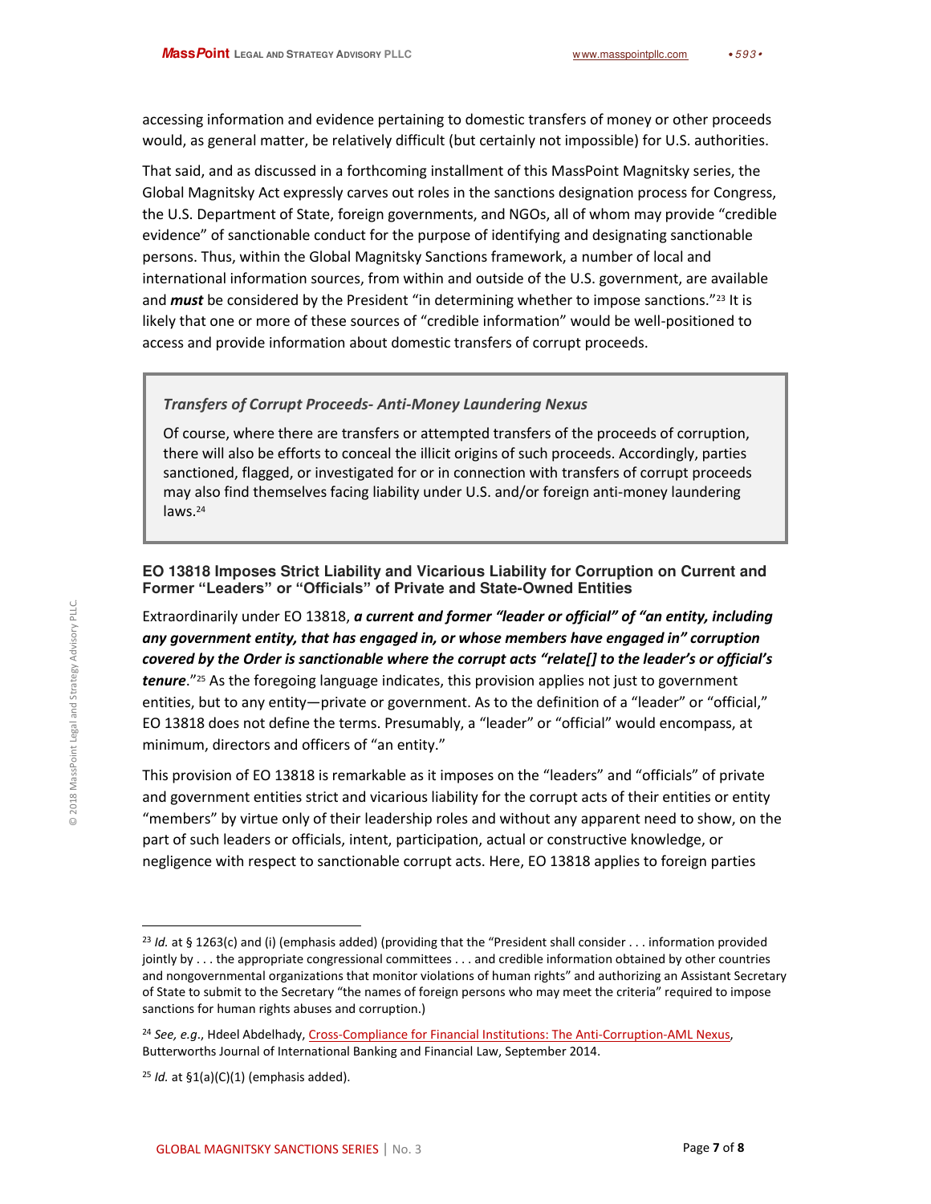accessing information and evidence pertaining to domestic transfers of money or other proceeds would, as general matter, be relatively difficult (but certainly not impossible) for U.S. authorities.

That said, and as discussed in a forthcoming installment of this MassPoint Magnitsky series, the Global Magnitsky Act expressly carves out roles in the sanctions designation process for Congress, the U.S. Department of State, foreign governments, and NGOs, all of whom may provide "credible evidence" of sanctionable conduct for the purpose of identifying and designating sanctionable persons. Thus, within the Global Magnitsky Sanctions framework, a number of local and international information sources, from within and outside of the U.S. government, are available and ***must*** be considered by the President "in determining whether to impose sanctions."[23] It is likely that one or more of these sources of "credible information" would be well-positioned to access and provide information about domestic transfers of corrupt proceeds.

> ***Transfers of Corrupt Proceeds- Anti-Money Laundering Nexus***
>
> Of course, where there are transfers or attempted transfers of the proceeds of corruption, there will also be efforts to conceal the illicit origins of such proceeds. Accordingly, parties sanctioned, flagged, or investigated for or in connection with transfers of corrupt proceeds may also find themselves facing liability under U.S. and/or foreign anti-money laundering laws.[24]

### EO 13818 Imposes Strict Liability and Vicarious Liability for Corruption on Current and Former "Leaders" or "Officials" of Private and State-Owned Entities

Extraordinarily under EO 13818, ***a current and former "leader or official" of "an entity, including any government entity, that has engaged in, or whose members have engaged in" corruption covered by the Order is sanctionable where the corrupt acts "relate[] to the leader's or official's tenure***."[25] As the foregoing language indicates, this provision applies not just to government entities, but to any entity—private or government. As to the definition of a "leader" or "official," EO 13818 does not define the terms. Presumably, a "leader" or "official" would encompass, at minimum, directors and officers of "an entity."

This provision of EO 13818 is remarkable as it imposes on the "leaders" and "officials" of private and government entities strict and vicarious liability for the corrupt acts of their entities or entity "members" by virtue only of their leadership roles and without any apparent need to show, on the part of such leaders or officials, intent, participation, actual or constructive knowledge, or negligence with respect to sanctionable corrupt acts. Here, EO 13818 applies to foreign parties

---

[23] *Id.* at § 1263(c) and (i) (emphasis added) (providing that the "President shall consider . . . information provided jointly by . . . the appropriate congressional committees . . . and credible information obtained by other countries and nongovernmental organizations that monitor violations of human rights" and authorizing an Assistant Secretary of State to submit to the Secretary "the names of foreign persons who may meet the criteria" required to impose sanctions for human rights abuses and corruption.)

[24] *See, e.g.*, Hdeel Abdelhady, Cross-Compliance for Financial Institutions: The Anti-Corruption-AML Nexus, Butterworths Journal of International Banking and Financial Law, September 2014.

[25] *Id.* at §1(a)(C)(1) (emphasis added).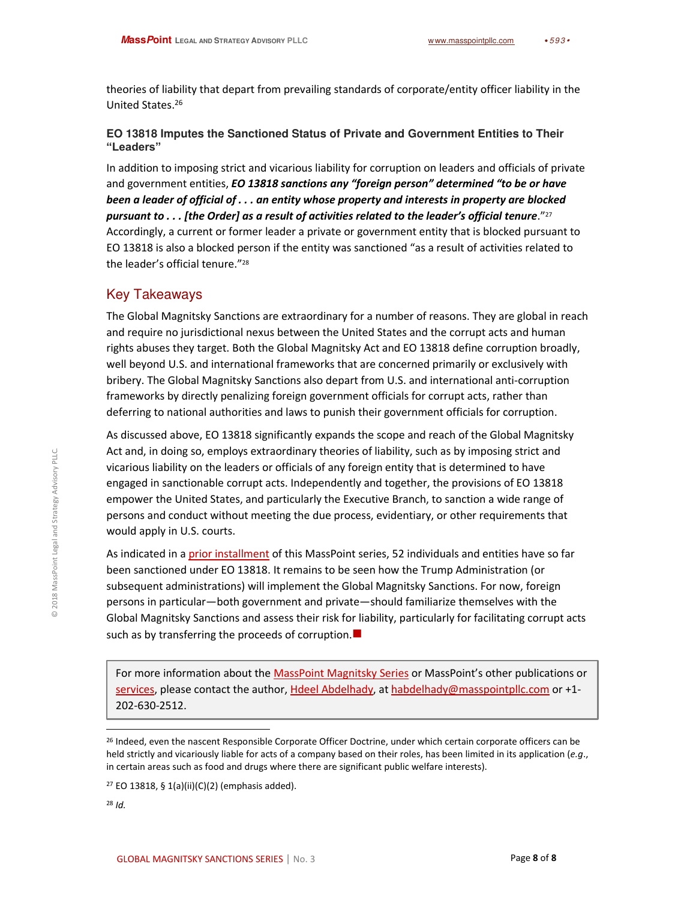theories of liability that depart from prevailing standards of corporate/entity officer liability in the United States.[26]

### EO 13818 Imputes the Sanctioned Status of Private and Government Entities to Their "Leaders"

In addition to imposing strict and vicarious liability for corruption on leaders and officials of private and government entities, ***EO 13818 sanctions any "foreign person" determined "to be or have been a leader of official of . . . an entity whose property and interests in property are blocked pursuant to . . . [the Order] as a result of activities related to the leader's official tenure***."[27] Accordingly, a current or former leader a private or government entity that is blocked pursuant to EO 13818 is also a blocked person if the entity was sanctioned "as a result of activities related to the leader's official tenure."[28]

## Key Takeaways

The Global Magnitsky Sanctions are extraordinary for a number of reasons. They are global in reach and require no jurisdictional nexus between the United States and the corrupt acts and human rights abuses they target. Both the Global Magnitsky Act and EO 13818 define corruption broadly, well beyond U.S. and international frameworks that are concerned primarily or exclusively with bribery. The Global Magnitsky Sanctions also depart from U.S. and international anti-corruption frameworks by directly penalizing foreign government officials for corrupt acts, rather than deferring to national authorities and laws to punish their government officials for corruption.

As discussed above, EO 13818 significantly expands the scope and reach of the Global Magnitsky Act and, in doing so, employs extraordinary theories of liability, such as by imposing strict and vicarious liability on the leaders or officials of any foreign entity that is determined to have engaged in sanctionable corrupt acts. Independently and together, the provisions of EO 13818 empower the United States, and particularly the Executive Branch, to sanction a wide range of persons and conduct without meeting the due process, evidentiary, or other requirements that would apply in U.S. courts.

As indicated in a prior installment of this MassPoint series, 52 individuals and entities have so far been sanctioned under EO 13818. It remains to be seen how the Trump Administration (or subsequent administrations) will implement the Global Magnitsky Sanctions. For now, foreign persons in particular—both government and private—should familiarize themselves with the Global Magnitsky Sanctions and assess their risk for liability, particularly for facilitating corrupt acts such as by transferring the proceeds of corruption.■

> For more information about the MassPoint Magnitsky Series or MassPoint's other publications or services, please contact the author, Hdeel Abdelhady, at habdelhady@masspointpllc.com or +1-202-630-2512.

---

[26] Indeed, even the nascent Responsible Corporate Officer Doctrine, under which certain corporate officers can be held strictly and vicariously liable for acts of a company based on their roles, has been limited in its application (*e.g.*, in certain areas such as food and drugs where there are significant public welfare interests).

[27] EO 13818, § 1(a)(ii)(C)(2) (emphasis added).

[28] *Id.*